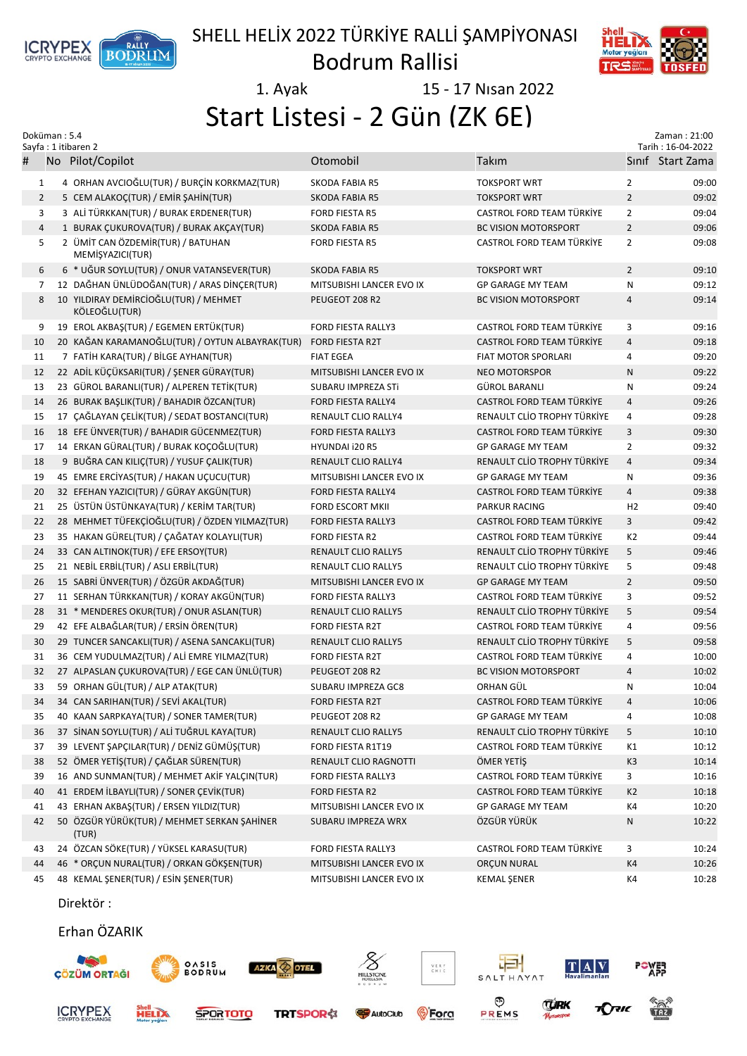# SHELL HELİX 2022 TÜRKİYE RALLİ ŞAMPİYONASI

## Bodrum Rallisi

1. Ayak 15 - 17 Nısan 2022

# Start Listesi - 2 Gün (ZK 6E)

Doküman : 5.4
Sayfa : 1 itibaren 2

Zaman : 21:00
Tarih : 16-04-2022

| # | No | Pilot/Copilot | Otomobil | Takım | Sınıf | Start Zama |
|---|---|---|---|---|---|---|
| 1 | 4 | ORHAN AVCIOĞLU(TUR) / BURÇİN KORKMAZ(TUR) | SKODA FABIA R5 | TOKSPORT WRT | 2 | 09:00 |
| 2 | 5 | CEM ALAKOÇ(TUR) / EMİR ŞAHİN(TUR) | SKODA FABIA R5 | TOKSPORT WRT | 2 | 09:02 |
| 3 | 3 | ALİ TÜRKKAN(TUR) / BURAK ERDENER(TUR) | FORD FIESTA R5 | CASTROL FORD TEAM TÜRKİYE | 2 | 09:04 |
| 4 | 1 | BURAK ÇUKUROVA(TUR) / BURAK AKÇAY(TUR) | SKODA FABIA R5 | BC VISION MOTORSPORT | 2 | 09:06 |
| 5 | 2 | ÜMİT CAN ÖZDEMİR(TUR) / BATUHAN MEMİŞYAZICI(TUR) | FORD FIESTA R5 | CASTROL FORD TEAM TÜRKİYE | 2 | 09:08 |
| 6 | 6 | * UĞUR SOYLU(TUR) / ONUR VATANSEVER(TUR) | SKODA FABIA R5 | TOKSPORT WRT | 2 | 09:10 |
| 7 | 12 | DAĞHAN ÜNLÜDOĞAN(TUR) / ARAS DİNÇER(TUR) | MITSUBISHI LANCER EVO IX | GP GARAGE MY TEAM | N | 09:12 |
| 8 | 10 | YILDIRAY DEMİRCİOĞLU(TUR) / MEHMET KÖLEOĞLU(TUR) | PEUGEOT 208 R2 | BC VISION MOTORSPORT | 4 | 09:14 |
| 9 | 19 | EROL AKBAŞ(TUR) / EGEMEN ERTÜK(TUR) | FORD FIESTA RALLY3 | CASTROL FORD TEAM TÜRKİYE | 3 | 09:16 |
| 10 | 20 | KAĞAN KARAMANOĞLU(TUR) / OYTUN ALBAYRAK(TUR) | FORD FIESTA R2T | CASTROL FORD TEAM TÜRKİYE | 4 | 09:18 |
| 11 | 7 | FATİH KARA(TUR) / BİLGE AYHAN(TUR) | FIAT EGEA | FIAT MOTOR SPORLARI | 4 | 09:20 |
| 12 | 22 | ADİL KÜÇÜKSARI(TUR) / ŞENER GÜRAY(TUR) | MITSUBISHI LANCER EVO IX | NEO MOTORSPOR | N | 09:22 |
| 13 | 23 | GÜROL BARANLI(TUR) / ALPEREN TETİK(TUR) | SUBARU IMPREZA STi | GÜROL BARANLI | N | 09:24 |
| 14 | 26 | BURAK BAŞLIK(TUR) / BAHADIR ÖZCAN(TUR) | FORD FIESTA RALLY4 | CASTROL FORD TEAM TÜRKİYE | 4 | 09:26 |
| 15 | 17 | ÇAĞLAYAN ÇELİK(TUR) / SEDAT BOSTANCI(TUR) | RENAULT CLIO RALLY4 | RENAULT CLİO TROPHY TÜRKİYE | 4 | 09:28 |
| 16 | 18 | EFE ÜNVER(TUR) / BAHADIR GÜCENMEZ(TUR) | FORD FIESTA RALLY3 | CASTROL FORD TEAM TÜRKİYE | 3 | 09:30 |
| 17 | 14 | ERKAN GÜRAL(TUR) / BURAK KOÇOĞLU(TUR) | HYUNDAI i20 R5 | GP GARAGE MY TEAM | 2 | 09:32 |
| 18 | 9 | BUĞRA CAN KILIÇ(TUR) / YUSUF ÇALIK(TUR) | RENAULT CLIO RALLY4 | RENAULT CLİO TROPHY TÜRKİYE | 4 | 09:34 |
| 19 | 45 | EMRE ERCİYAS(TUR) / HAKAN UÇUCU(TUR) | MITSUBISHI LANCER EVO IX | GP GARAGE MY TEAM | N | 09:36 |
| 20 | 32 | EFEHAN YAZICI(TUR) / GÜRAY AKGÜN(TUR) | FORD FIESTA RALLY4 | CASTROL FORD TEAM TÜRKİYE | 4 | 09:38 |
| 21 | 25 | ÜSTÜN ÜSTÜNKAYA(TUR) / KERİM TAR(TUR) | FORD ESCORT MKII | PARKUR RACING | H2 | 09:40 |
| 22 | 28 | MEHMET TÜFEKÇİOĞLU(TUR) / ÖZDEN YILMAZ(TUR) | FORD FIESTA RALLY3 | CASTROL FORD TEAM TÜRKİYE | 3 | 09:42 |
| 23 | 35 | HAKAN GÜREL(TUR) / ÇAĞATAY KOLAYLI(TUR) | FORD FIESTA R2 | CASTROL FORD TEAM TÜRKİYE | K2 | 09:44 |
| 24 | 33 | CAN ALTINOK(TUR) / EFE ERSOY(TUR) | RENAULT CLIO RALLY5 | RENAULT CLİO TROPHY TÜRKİYE | 5 | 09:46 |
| 25 | 21 | NEBİL ERBİL(TUR) / ASLI ERBİL(TUR) | RENAULT CLIO RALLY5 | RENAULT CLİO TROPHY TÜRKİYE | 5 | 09:48 |
| 26 | 15 | SABRİ ÜNVER(TUR) / ÖZGÜR AKDAĞ(TUR) | MITSUBISHI LANCER EVO IX | GP GARAGE MY TEAM | 2 | 09:50 |
| 27 | 11 | SERHAN TÜRKKAN(TUR) / KORAY AKGÜN(TUR) | FORD FIESTA RALLY3 | CASTROL FORD TEAM TÜRKİYE | 3 | 09:52 |
| 28 | 31 | * MENDERES OKUR(TUR) / ONUR ASLAN(TUR) | RENAULT CLIO RALLY5 | RENAULT CLİO TROPHY TÜRKİYE | 5 | 09:54 |
| 29 | 42 | EFE ALBAĞLAR(TUR) / ERSİN ÖREN(TUR) | FORD FIESTA R2T | CASTROL FORD TEAM TÜRKİYE | 4 | 09:56 |
| 30 | 29 | TUNCER SANCAKLI(TUR) / ASENA SANCAKLI(TUR) | RENAULT CLIO RALLY5 | RENAULT CLİO TROPHY TÜRKİYE | 5 | 09:58 |
| 31 | 36 | CEM YUDULMAZ(TUR) / ALİ EMRE YILMAZ(TUR) | FORD FIESTA R2T | CASTROL FORD TEAM TÜRKİYE | 4 | 10:00 |
| 32 | 27 | ALPASLAN ÇUKUROVA(TUR) / EGE CAN ÜNLÜ(TUR) | PEUGEOT 208 R2 | BC VISION MOTORSPORT | 4 | 10:02 |
| 33 | 59 | ORHAN GÜL(TUR) / ALP ATAK(TUR) | SUBARU IMPREZA GC8 | ORHAN GÜL | N | 10:04 |
| 34 | 34 | CAN SARIHAN(TUR) / SEVİ AKAL(TUR) | FORD FIESTA R2T | CASTROL FORD TEAM TÜRKİYE | 4 | 10:06 |
| 35 | 40 | KAAN SARPKAYA(TUR) / SONER TAMER(TUR) | PEUGEOT 208 R2 | GP GARAGE MY TEAM | 4 | 10:08 |
| 36 | 37 | SİNAN SOYLU(TUR) / ALİ TUĞRUL KAYA(TUR) | RENAULT CLIO RALLY5 | RENAULT CLİO TROPHY TÜRKİYE | 5 | 10:10 |
| 37 | 39 | LEVENT ŞAPÇILAR(TUR) / DENİZ GÜMÜŞ(TUR) | FORD FIESTA R1T19 | CASTROL FORD TEAM TÜRKİYE | K1 | 10:12 |
| 38 | 52 | ÖMER YETİŞ(TUR) / ÇAĞLAR SÜREN(TUR) | RENAULT CLIO RAGNOTTI | ÖMER YETİŞ | K3 | 10:14 |
| 39 | 16 | AND SUNMAN(TUR) / MEHMET AKİF YALÇIN(TUR) | FORD FIESTA RALLY3 | CASTROL FORD TEAM TÜRKİYE | 3 | 10:16 |
| 40 | 41 | ERDEM İLBAYLI(TUR) / SONER ÇEVİK(TUR) | FORD FIESTA R2 | CASTROL FORD TEAM TÜRKİYE | K2 | 10:18 |
| 41 | 43 | ERHAN AKBAŞ(TUR) / ERSEN YILDIZ(TUR) | MITSUBISHI LANCER EVO IX | GP GARAGE MY TEAM | K4 | 10:20 |
| 42 | 50 | ÖZGÜR YÜRÜK(TUR) / MEHMET SERKAN ŞAHİNER (TUR) | SUBARU IMPREZA WRX | ÖZGÜR YÜRÜK | N | 10:22 |
| 43 | 24 | ÖZCAN SÖKE(TUR) / YÜKSEL KARASU(TUR) | FORD FIESTA RALLY3 | CASTROL FORD TEAM TÜRKİYE | 3 | 10:24 |
| 44 | 46 | * ORÇUN NURAL(TUR) / ORKAN GÖKŞEN(TUR) | MITSUBISHI LANCER EVO IX | ORÇUN NURAL | K4 | 10:26 |
| 45 | 48 | KEMAL ŞENER(TUR) / ESİN ŞENER(TUR) | MITSUBISHI LANCER EVO IX | KEMAL ŞENER | K4 | 10:28 |

Direktör :

Erhan ÖZARIK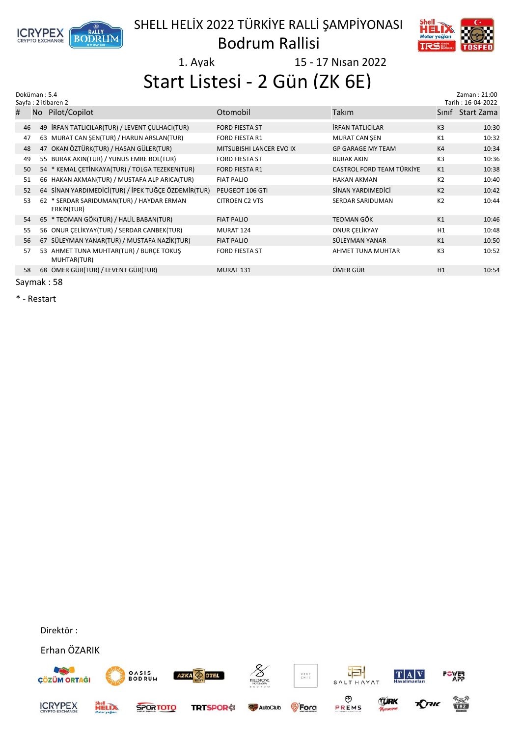# SHELL HELİX 2022 TÜRKİYE RALLİ ŞAMPİYONASI
## Bodrum Rallisi

1. Ayak 15 - 17 Nısan 2022

# Start Listesi - 2 Gün (ZK 6E)

Doküman : 5.4
Sayfa : 2 itibaren 2

Zaman : 21:00
Tarih : 16-04-2022

| # | No | Pilot/Copilot | Otomobil | Takım | Sınıf | Start Zama |
|---|---|---|---|---|---|---|
| 46 | 49 | İRFAN TATLICILAR(TUR) / LEVENT ÇULHACI(TUR) | FORD FIESTA ST | İRFAN TATLICILAR | K3 | 10:30 |
| 47 | 63 | MURAT CAN ŞEN(TUR) / HARUN ARSLAN(TUR) | FORD FIESTA R1 | MURAT CAN ŞEN | K1 | 10:32 |
| 48 | 47 | OKAN ÖZTÜRK(TUR) / HASAN GÜLER(TUR) | MITSUBISHI LANCER EVO IX | GP GARAGE MY TEAM | K4 | 10:34 |
| 49 | 55 | BURAK AKIN(TUR) / YUNUS EMRE BOL(TUR) | FORD FIESTA ST | BURAK AKIN | K3 | 10:36 |
| 50 | 54 | * KEMAL ÇETİNKAYA(TUR) / TOLGA TEZEKEN(TUR) | FORD FIESTA R1 | CASTROL FORD TEAM TÜRKİYE | K1 | 10:38 |
| 51 | 66 | HAKAN AKMAN(TUR) / MUSTAFA ALP ARICA(TUR) | FIAT PALIO | HAKAN AKMAN | K2 | 10:40 |
| 52 | 64 | SİNAN YARDIMEDİCİ(TUR) / İPEK TUĞÇE ÖZDEMİR(TUR) | PEUGEOT 106 GTI | SİNAN YARDIMEDİCİ | K2 | 10:42 |
| 53 | 62 | * SERDAR SARIDUMAN(TUR) / HAYDAR ERMAN ERKİN(TUR) | CITROEN C2 VTS | SERDAR SARIDUMAN | K2 | 10:44 |
| 54 | 65 | * TEOMAN GÖK(TUR) / HALİL BABAN(TUR) | FIAT PALIO | TEOMAN GÖK | K1 | 10:46 |
| 55 | 56 | ONUR ÇELİKYAY(TUR) / SERDAR CANBEK(TUR) | MURAT 124 | ONUR ÇELİKYAY | H1 | 10:48 |
| 56 | 67 | SÜLEYMAN YANAR(TUR) / MUSTAFA NAZİK(TUR) | FIAT PALIO | SÜLEYMAN YANAR | K1 | 10:50 |
| 57 | 53 | AHMET TUNA MUHTAR(TUR) / BURÇE TOKUŞ MUHTAR(TUR) | FORD FIESTA ST | AHMET TUNA MUHTAR | K3 | 10:52 |
| 58 | 68 | ÖMER GÜR(TUR) / LEVENT GÜR(TUR) | MURAT 131 | ÖMER GÜR | H1 | 10:54 |

Saymak : 58

* - Restart

Direktör :

Erhan ÖZARIK